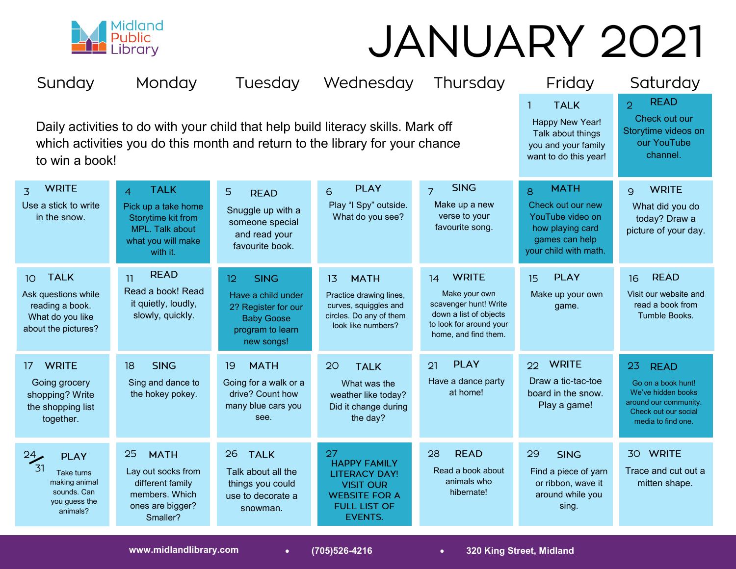Midland Public Library

# JANUARY 2021

Daily activities to do with your child that help build literacy skills. Mark off which activities you do this month and return to the library for your chance to win a book!

| Sunday | Monday | Tuesday | Wednesday | Thursday | Friday | Saturday |
|---|---|---|---|---|---|---|
| | | | | | 1 TALK Happy New Year! Talk about things you and your family want to do this year! | 2 READ Check out our Storytime videos on our YouTube channel. |
| 3 WRITE Use a stick to write in the snow. | 4 TALK Pick up a take home Storytime kit from MPL. Talk about what you will make with it. | 5 READ Snuggle up with a someone special and read your favourite book. | 6 PLAY Play "I Spy" outside. What do you see? | 7 SING Make up a new verse to your favourite song. | 8 MATH Check out our new YouTube video on how playing card games can help your child with math. | 9 WRITE What did you do today? Draw a picture of your day. |
| 10 TALK Ask questions while reading a book. What do you like about the pictures? | 11 READ Read a book! Read it quietly, loudly, slowly, quickly. | 12 SING Have a child under 2? Register for our Baby Goose program to learn new songs! | 13 MATH Practice drawing lines, curves, squiggles and circles. Do any of them look like numbers? | 14 WRITE Make your own scavenger hunt! Write down a list of objects to look for around your home, and find them. | 15 PLAY Make up your own game. | 16 READ Visit our website and read a book from Tumble Books. |
| 17 WRITE Going grocery shopping? Write the shopping list together. | 18 SING Sing and dance to the hokey pokey. | 19 MATH Going for a walk or a drive? Count how many blue cars you see. | 20 TALK What was the weather like today? Did it change during the day? | 21 PLAY Have a dance party at home! | 22 WRITE Draw a tic-tac-toe board in the snow. Play a game! | 23 READ Go on a book hunt! We've hidden books around our community. Check out our social media to find one. |
| 24/31 PLAY Take turns making animal sounds. Can you guess the animals? | 25 MATH Lay out socks from different family members. Which ones are bigger? Smaller? | 26 TALK Talk about all the things you could use to decorate a snowman. | 27 HAPPY FAMILY LITERACY DAY! VISIT OUR WEBSITE FOR A FULL LIST OF EVENTS. | 28 READ Read a book about animals who hibernate! | 29 SING Find a piece of yarn or ribbon, wave it around while you sing. | 30 WRITE Trace and cut out a mitten shape. |

www.midlandlibrary.com • (705)526-4216 • 320 King Street, Midland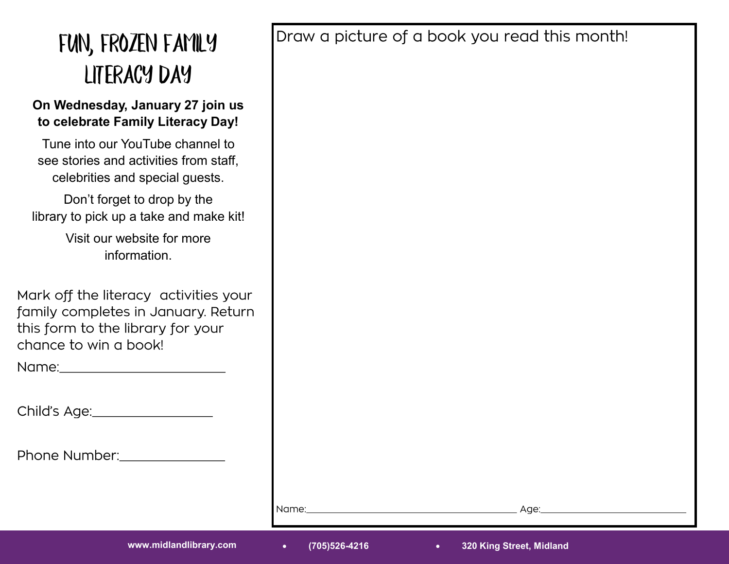# FUN, FROZEN FAMILY LITERACY DAY

**On Wednesday, January 27 join us to celebrate Family Literacy Day!**

Tune into our YouTube channel to see stories and activities from staff, celebrities and special guests.

Don't forget to drop by the library to pick up a take and make kit!

Visit our website for more information.

Mark off the literacy activities your family completes in January. Return this form to the library for your chance to win a book!

Name:________________________

Child's Age:_________________

Phone Number:_______________

Draw a picture of a book you read this month!

Name:________________________ Age:________________

**www.midlandlibrary.com** • **(705)526-4216** • **320 King Street, Midland**